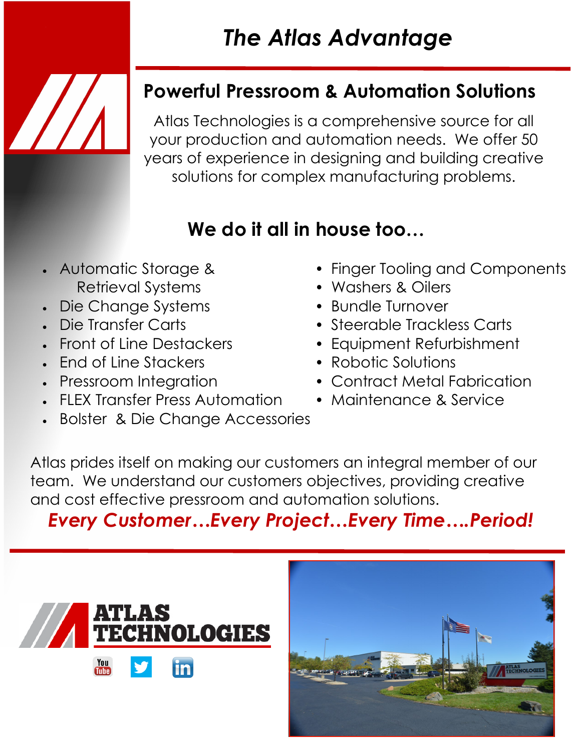# *The Atlas Advantage*

## Powerful Pressroom & Automation Solutions

Atlas Technologies is a comprehensive source for all your production and automation needs. We offer 50 years of experience in designing and building creative solutions for complex manufacturing problems.

### We do it all in house too…

- Automatic Storage & Retrieval Systems
- Die Change Systems
- Die Transfer Carts
- Front of Line Destackers
- End of Line Stackers
- Pressroom Integration
- FLEX Transfer Press Automation
- Bolster & Die Change Accessories
- Finger Tooling and Components
- Washers & Oilers
- Bundle Turnover
- Steerable Trackless Carts
- Equipment Refurbishment
- Robotic Solutions
- Contract Metal Fabrication
- Maintenance & Service

Atlas prides itself on making our customers an integral member of our team. We understand our customers objectives, providing creative and cost effective pressroom and automation solutions.

***Every Customer…Every Project…Every Time….Period!***

ATLAS TECHNOLOGIES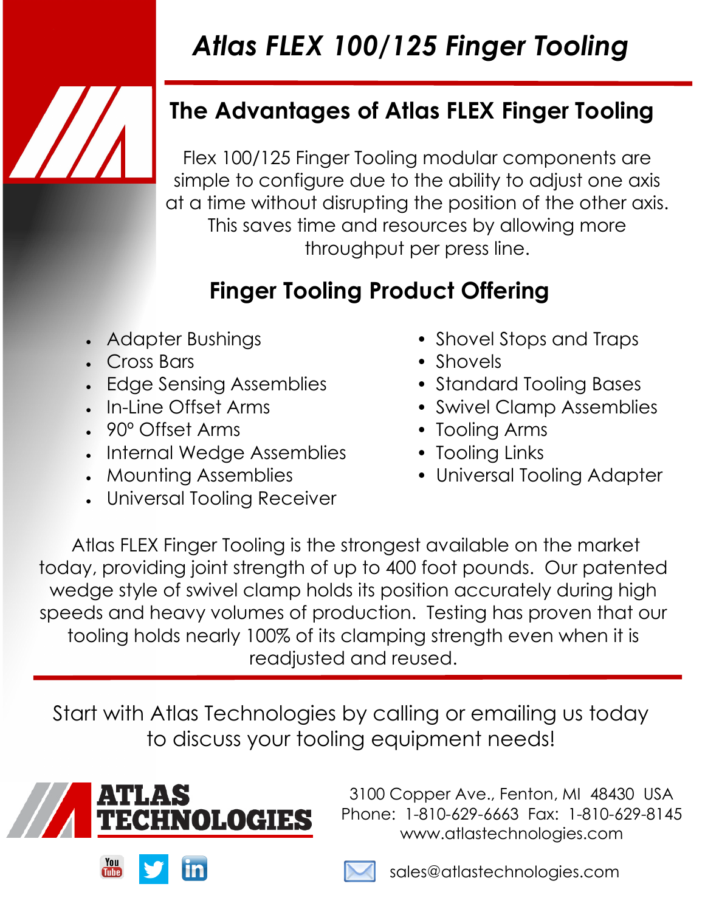# *Atlas FLEX 100/125 Finger Tooling*

## The Advantages of Atlas FLEX Finger Tooling

Flex 100/125 Finger Tooling modular components are simple to configure due to the ability to adjust one axis at a time without disrupting the position of the other axis. This saves time and resources by allowing more throughput per press line.

## Finger Tooling Product Offering

- Adapter Bushings
- Cross Bars
- Edge Sensing Assemblies
- In-Line Offset Arms
- 90° Offset Arms
- Internal Wedge Assemblies
- Mounting Assemblies
- Universal Tooling Receiver
- Shovel Stops and Traps
- Shovels
- Standard Tooling Bases
- Swivel Clamp Assemblies
- Tooling Arms
- Tooling Links
- Universal Tooling Adapter

Atlas FLEX Finger Tooling is the strongest available on the market today, providing joint strength of up to 400 foot pounds. Our patented wedge style of swivel clamp holds its position accurately during high speeds and heavy volumes of production. Testing has proven that our tooling holds nearly 100% of its clamping strength even when it is readjusted and reused.

Start with Atlas Technologies by calling or emailing us today to discuss your tooling equipment needs!

**ATLAS TECHNOLOGIES**

3100 Copper Ave., Fenton, MI 48430 USA
Phone: 1-810-629-6663 Fax: 1-810-629-8145
www.atlastechnologies.com

sales@atlastechnologies.com